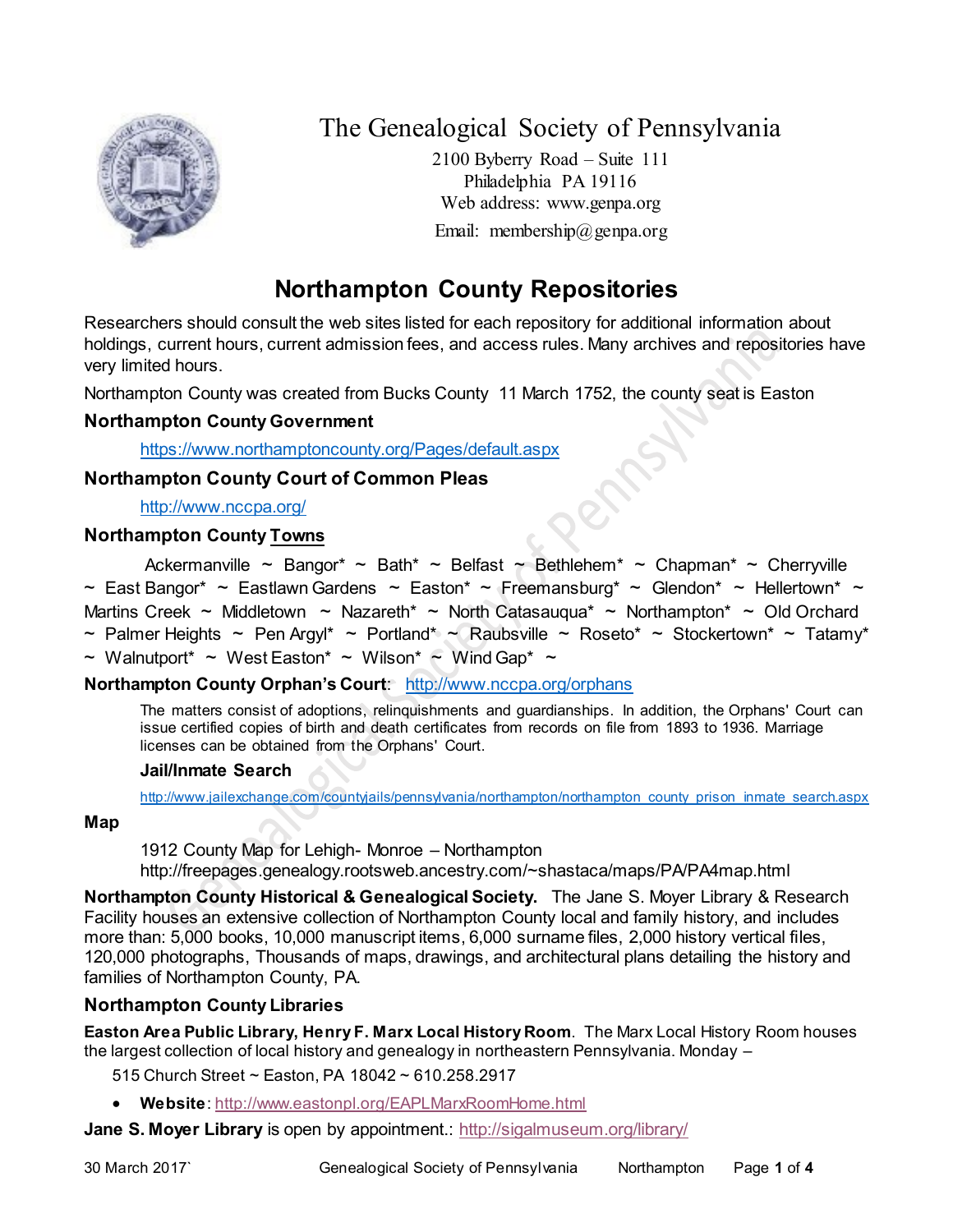# The Genealogical Society of Pennsylvania

2100 Byberry Road – Suite 111
Philadelphia PA 19116
Web address: www.genpa.org
Email: membership@genpa.org

## Northampton County Repositories

Researchers should consult the web sites listed for each repository for additional information about holdings, current hours, current admission fees, and access rules. Many archives and repositories have very limited hours.

Northampton County was created from Bucks County 11 March 1752, the county seat is Easton

### Northampton County Government

https://www.northamptoncounty.org/Pages/default.aspx

### Northampton County Court of Common Pleas

http://www.nccpa.org/

### Northampton County Towns

Ackermanville ~ Bangor* ~ Bath* ~ Belfast ~ Bethlehem* ~ Chapman* ~ Cherryville ~ East Bangor* ~ Eastlawn Gardens ~ Easton* ~ Freemansburg* ~ Glendon* ~ Hellertown* ~ Martins Creek ~ Middletown ~ Nazareth* ~ North Catasauqua* ~ Northampton* ~ Old Orchard ~ Palmer Heights ~ Pen Argyl* ~ Portland* ~ Raubsville ~ Roseto* ~ Stockertown* ~ Tatamy* ~ Walnutport* ~ West Easton* ~ Wilson* ~ Wind Gap* ~

**Northampton County Orphan's Court**: http://www.nccpa.org/orphans

The matters consist of adoptions, relinquishments and guardianships. In addition, the Orphans' Court can issue certified copies of birth and death certificates from records on file from 1893 to 1936. Marriage licenses can be obtained from the Orphans' Court.

**Jail/Inmate Search**

http://www.jailexchange.com/countyjails/pennsylvania/northampton/northampton_county_prison_inmate_search.aspx

**Map**

1912 County Map for Lehigh- Monroe – Northampton
http://freepages.genealogy.rootsweb.ancestry.com/~shastaca/maps/PA/PA4map.html

**Northampton County Historical & Genealogical Society.** The Jane S. Moyer Library & Research Facility houses an extensive collection of Northampton County local and family history, and includes more than: 5,000 books, 10,000 manuscript items, 6,000 surname files, 2,000 history vertical files, 120,000 photographs, Thousands of maps, drawings, and architectural plans detailing the history and families of Northampton County, PA.

### Northampton County Libraries

**Easton Area Public Library, Henry F. Marx Local History Room**. The Marx Local History Room houses the largest collection of local history and genealogy in northeastern Pennsylvania. Monday –

515 Church Street ~ Easton, PA 18042 ~ 610.258.2917

- **Website**: http://www.eastonpl.org/EAPLMarxRoomHome.html

**Jane S. Moyer Library** is open by appointment.: http://sigalmuseum.org/library/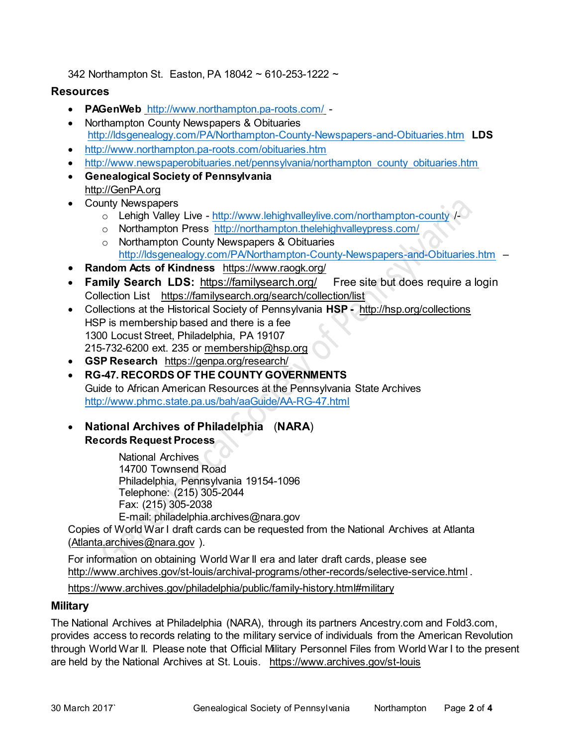342 Northampton St.  Easton, PA 18042 ~ 610-253-1222 ~

## Resources

- **PAGenWeb** http://www.northampton.pa-roots.com/ -
- Northampton County Newspapers & Obituaries http://ldsgenealogy.com/PA/Northampton-County-Newspapers-and-Obituaries.htm **LDS**
- http://www.northampton.pa-roots.com/obituaries.htm
- http://www.newspaperobituaries.net/pennsylvania/northampton_county_obituaries.htm
- **Genealogical Society of Pennsylvania** http://GenPA.org
- County Newspapers
  - Lehigh Valley Live - http://www.lehighvalleylive.com/northampton-county /-
  - Northampton Press http://northampton.thelehighvalleypress.com/
  - Northampton County Newspapers & Obituaries http://ldsgenealogy.com/PA/Northampton-County-Newspapers-and-Obituaries.htm –
- **Random Acts of Kindness** https://www.raogk.org/
- **Family Search LDS:** https://familysearch.org/ Free site but does require a login
  Collection List https://familysearch.org/search/collection/list
- Collections at the Historical Society of Pennsylvania **HSP -** http://hsp.org/collections
  HSP is membership based and there is a fee
  1300 Locust Street, Philadelphia, PA 19107
  215-732-6200 ext. 235 or membership@hsp.org
- **GSP Research** https://genpa.org/research/
- **RG-47. RECORDS OF THE COUNTY GOVERNMENTS**
  Guide to African American Resources at the Pennsylvania State Archives
  http://www.phmc.state.pa.us/bah/aaGuide/AA-RG-47.html
- **National Archives of Philadelphia** (**NARA**)
  **Records Request Process**

  National Archives
  14700 Townsend Road
  Philadelphia, Pennsylvania 19154-1096
  Telephone: (215) 305-2044
  Fax: (215) 305-2038
  E-mail: philadelphia.archives@nara.gov

Copies of World War I draft cards can be requested from the National Archives at Atlanta (Atlanta.archives@nara.gov ).

For information on obtaining World War II era and later draft cards, please see http://www.archives.gov/st-louis/archival-programs/other-records/selective-service.html .

https://www.archives.gov/philadelphia/public/family-history.html#military

## Military

The National Archives at Philadelphia (NARA), through its partners Ancestry.com and Fold3.com, provides access to records relating to the military service of individuals from the American Revolution through World War II. Please note that Official Military Personnel Files from World War I to the present are held by the National Archives at St. Louis. https://www.archives.gov/st-louis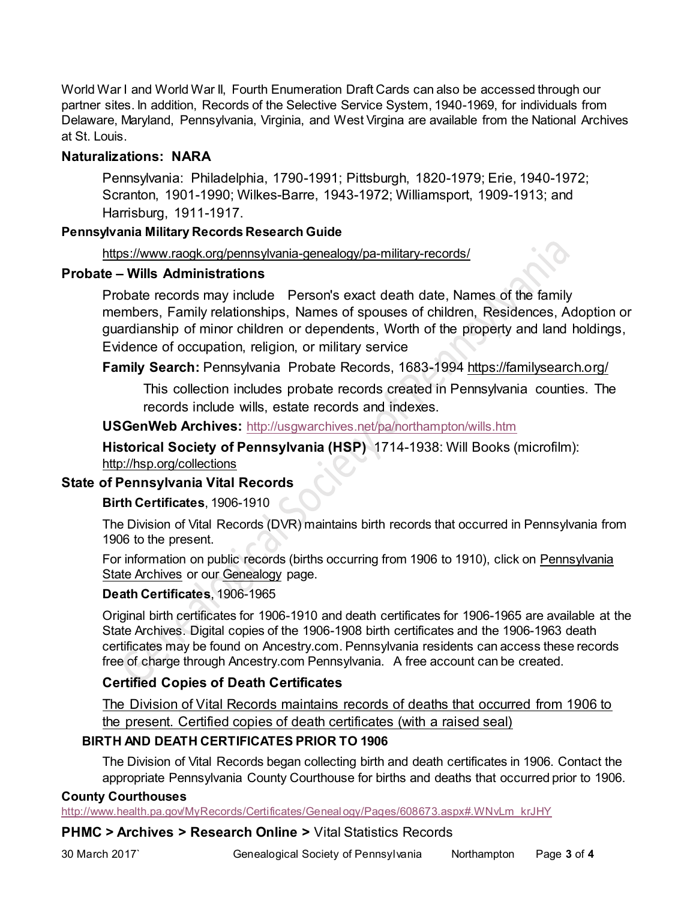World War I and World War II, Fourth Enumeration Draft Cards can also be accessed through our partner sites. In addition, Records of the Selective Service System, 1940-1969, for individuals from Delaware, Maryland, Pennsylvania, Virginia, and West Virgina are available from the National Archives at St. Louis.

### Naturalizations: NARA

Pennsylvania: Philadelphia, 1790-1991; Pittsburgh, 1820-1979; Erie, 1940-1972; Scranton, 1901-1990; Wilkes-Barre, 1943-1972; Williamsport, 1909-1913; and Harrisburg, 1911-1917.

### Pennsylvania Military Records Research Guide

https://www.raogk.org/pennsylvania-genealogy/pa-military-records/

### Probate – Wills Administrations

Probate records may include Person's exact death date, Names of the family members, Family relationships, Names of spouses of children, Residences, Adoption or guardianship of minor children or dependents, Worth of the property and land holdings, Evidence of occupation, religion, or military service

**Family Search:** Pennsylvania Probate Records, 1683-1994 https://familysearch.org/

This collection includes probate records created in Pennsylvania counties. The records include wills, estate records and indexes.

**USGenWeb Archives:** http://usgwarchives.net/pa/northampton/wills.htm

**Historical Society of Pennsylvania (HSP)** 1714-1938: Will Books (microfilm): http://hsp.org/collections

### State of Pennsylvania Vital Records

**Birth Certificates**, 1906-1910

The Division of Vital Records (DVR) maintains birth records that occurred in Pennsylvania from 1906 to the present.

For information on public records (births occurring from 1906 to 1910), click on Pennsylvania State Archives or our Genealogy page.

**Death Certificates**, 1906-1965

Original birth certificates for 1906-1910 and death certificates for 1906-1965 are available at the State Archives. Digital copies of the 1906-1908 birth certificates and the 1906-1963 death certificates may be found on Ancestry.com. Pennsylvania residents can access these records free of charge through Ancestry.com Pennsylvania. A free account can be created.

**Certified Copies of Death Certificates**

The Division of Vital Records maintains records of deaths that occurred from 1906 to the present. Certified copies of death certificates (with a raised seal)

**BIRTH AND DEATH CERTIFICATES PRIOR TO 1906**

The Division of Vital Records began collecting birth and death certificates in 1906. Contact the appropriate Pennsylvania County Courthouse for births and deaths that occurred prior to 1906.

### County Courthouses

http://www.health.pa.gov/MyRecords/Certificates/Genealogy/Pages/608673.aspx#.WNvLm_krJHY

**PHMC > Archives > Research Online >** Vital Statistics Records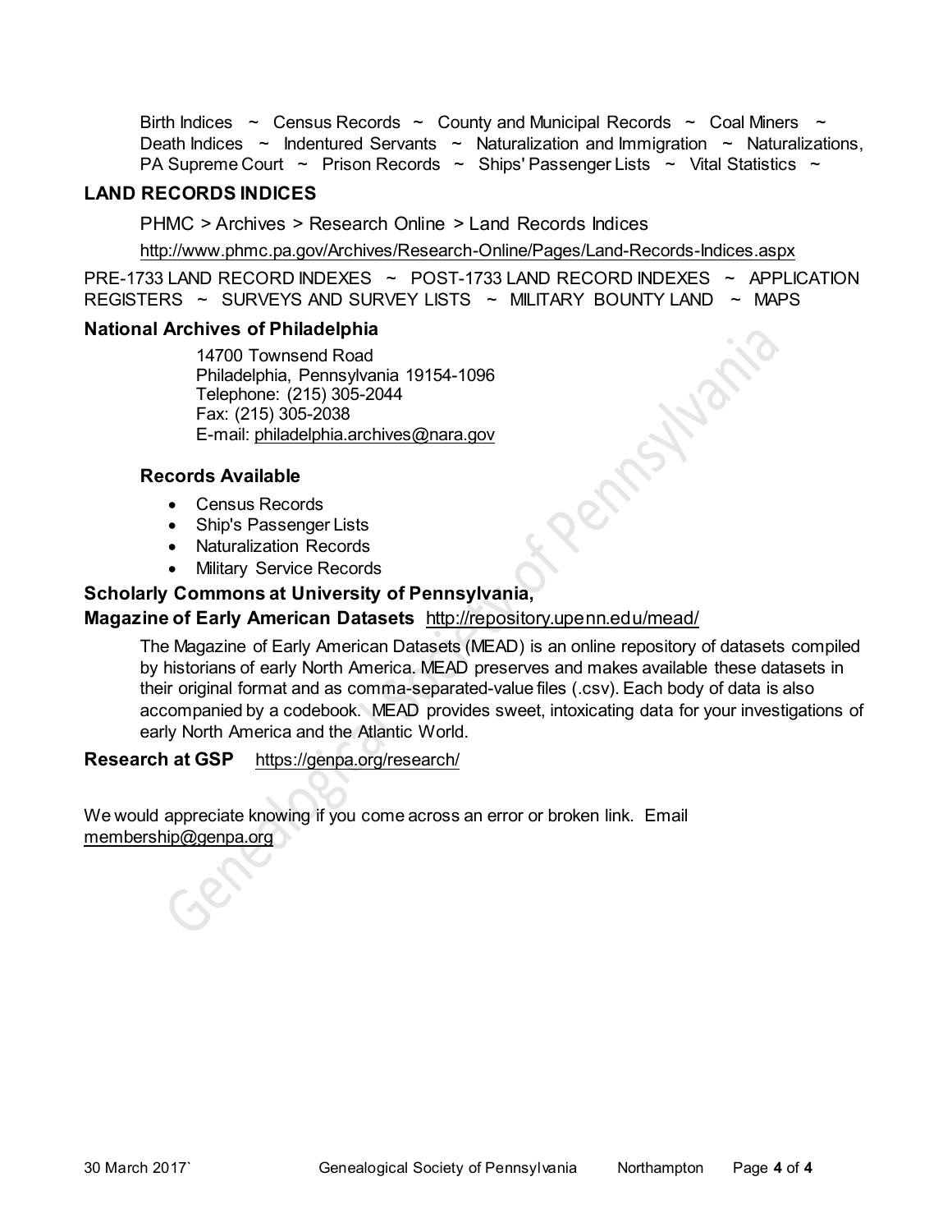Birth Indices ~ Census Records ~ County and Municipal Records ~ Coal Miners ~ Death Indices ~ Indentured Servants ~ Naturalization and Immigration ~ Naturalizations, PA Supreme Court ~ Prison Records ~ Ships' Passenger Lists ~ Vital Statistics ~

## LAND RECORDS INDICES

PHMC > Archives > Research Online > Land Records Indices

http://www.phmc.pa.gov/Archives/Research-Online/Pages/Land-Records-Indices.aspx

PRE-1733 LAND RECORD INDEXES ~ POST-1733 LAND RECORD INDEXES ~ APPLICATION REGISTERS ~ SURVEYS AND SURVEY LISTS ~ MILITARY BOUNTY LAND ~ MAPS

## National Archives of Philadelphia

14700 Townsend Road
Philadelphia, Pennsylvania 19154-1096
Telephone: (215) 305-2044
Fax: (215) 305-2038
E-mail: philadelphia.archives@nara.gov

### Records Available

- Census Records
- Ship's Passenger Lists
- Naturalization Records
- Military Service Records

## Scholarly Commons at University of Pennsylvania, Magazine of Early American Datasets http://repository.upenn.edu/mead/

The Magazine of Early American Datasets (MEAD) is an online repository of datasets compiled by historians of early North America. MEAD preserves and makes available these datasets in their original format and as comma-separated-value files (.csv). Each body of data is also accompanied by a codebook. MEAD provides sweet, intoxicating data for your investigations of early North America and the Atlantic World.

## Research at GSP https://genpa.org/research/

We would appreciate knowing if you come across an error or broken link. Email membership@genpa.org